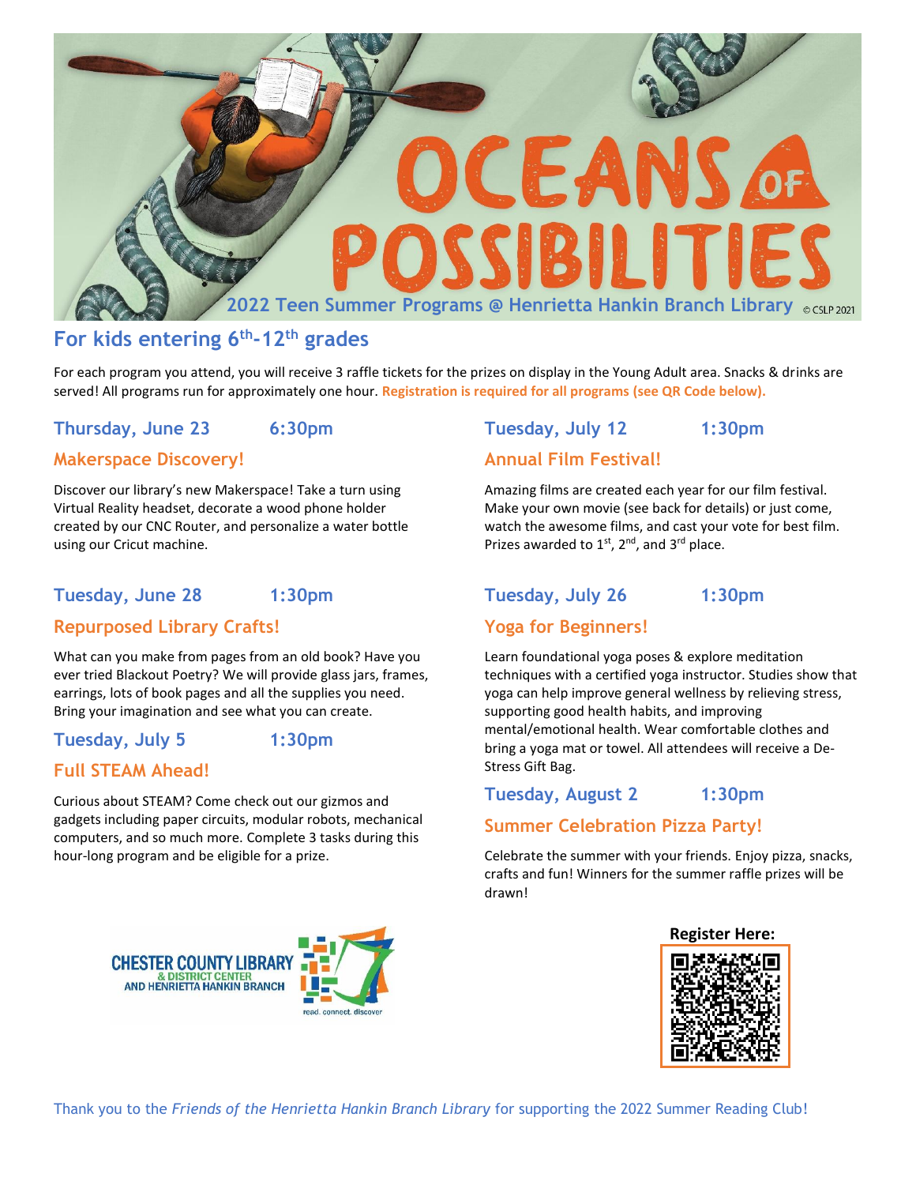# OCEANS OF POSSIBILITIES

## 2022 Teen Summer Programs @ Henrietta Hankin Branch Library

© CSLP 2021

## For kids entering 6th-12th grades

For each program you attend, you will receive 3 raffle tickets for the prizes on display in the Young Adult area. Snacks & drinks are served! All programs run for approximately one hour. **Registration is required for all programs (see QR Code below).**

### Thursday, June 23 6:30pm

### Makerspace Discovery!

Discover our library's new Makerspace! Take a turn using Virtual Reality headset, decorate a wood phone holder created by our CNC Router, and personalize a water bottle using our Cricut machine.

### Tuesday, June 28 1:30pm

### Repurposed Library Crafts!

What can you make from pages from an old book? Have you ever tried Blackout Poetry? We will provide glass jars, frames, earrings, lots of book pages and all the supplies you need. Bring your imagination and see what you can create.

### Tuesday, July 5 1:30pm

### Full STEAM Ahead!

Curious about STEAM? Come check out our gizmos and gadgets including paper circuits, modular robots, mechanical computers, and so much more. Complete 3 tasks during this hour-long program and be eligible for a prize.

### Tuesday, July 12 1:30pm

### Annual Film Festival!

Amazing films are created each year for our film festival. Make your own movie (see back for details) or just come, watch the awesome films, and cast your vote for best film. Prizes awarded to 1st, 2nd, and 3rd place.

### Tuesday, July 26 1:30pm

### Yoga for Beginners!

Learn foundational yoga poses & explore meditation techniques with a certified yoga instructor. Studies show that yoga can help improve general wellness by relieving stress, supporting good health habits, and improving mental/emotional health. Wear comfortable clothes and bring a yoga mat or towel. All attendees will receive a De-Stress Gift Bag.

### Tuesday, August 2 1:30pm

### Summer Celebration Pizza Party!

Celebrate the summer with your friends. Enjoy pizza, snacks, crafts and fun! Winners for the summer raffle prizes will be drawn!

CHESTER COUNTY LIBRARY & DISTRICT CENTER AND HENRIETTA HANKIN BRANCH

read. connect. discover

**Register Here:**

Thank you to the *Friends of the Henrietta Hankin Branch Library* for supporting the 2022 Summer Reading Club!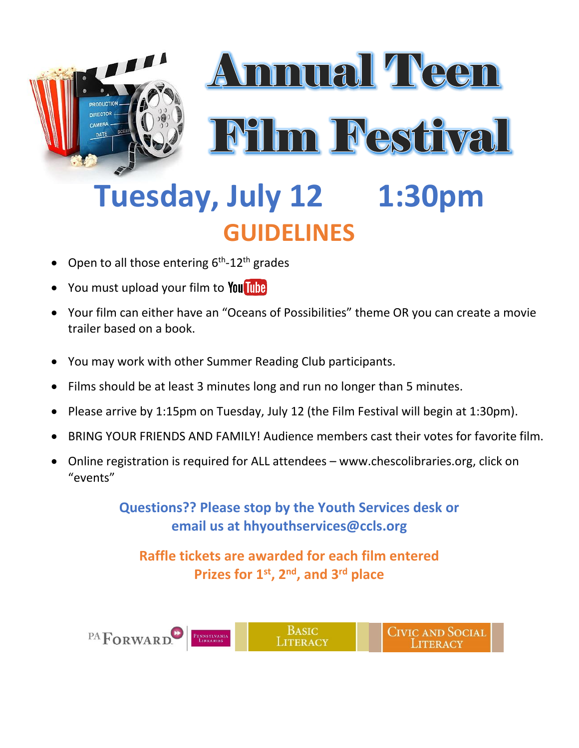# Annual Teen Film Festival

## Tuesday, July 12 1:30pm

## GUIDELINES

- Open to all those entering 6th-12th grades
- You must upload your film to YouTube
- Your film can either have an "Oceans of Possibilities" theme OR you can create a movie trailer based on a book.
- You may work with other Summer Reading Club participants.
- Films should be at least 3 minutes long and run no longer than 5 minutes.
- Please arrive by 1:15pm on Tuesday, July 12 (the Film Festival will begin at 1:30pm).
- BRING YOUR FRIENDS AND FAMILY! Audience members cast their votes for favorite film.
- Online registration is required for ALL attendees – www.chescolibraries.org, click on "events"

**Questions?? Please stop by the Youth Services desk or email us at hhyouthservices@ccls.org**

**Raffle tickets are awarded for each film entered**
**Prizes for 1st, 2nd, and 3rd place**

PA FORWARD | Pennsylvania Libraries | Basic Literacy | Civic and Social Literacy